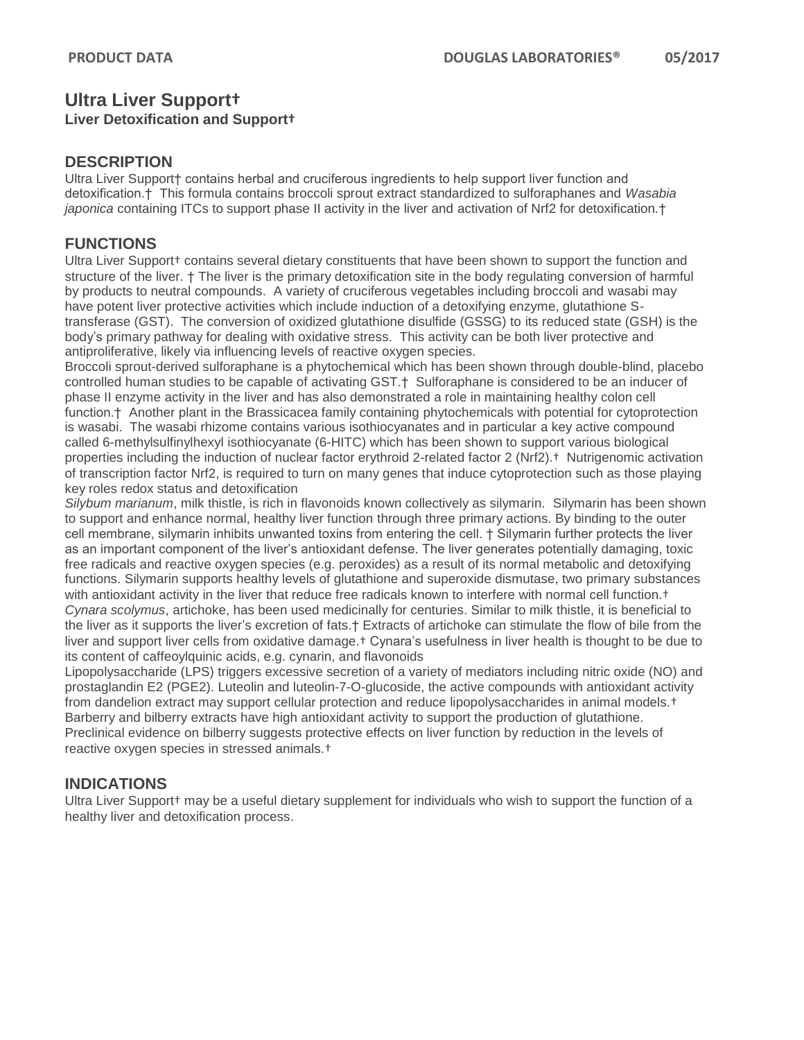# Ultra Liver Support†

**Liver Detoxification and Support†**

## DESCRIPTION

Ultra Liver Support† contains herbal and cruciferous ingredients to help support liver function and detoxification.† This formula contains broccoli sprout extract standardized to sulforaphanes and *Wasabia japonica* containing ITCs to support phase II activity in the liver and activation of Nrf2 for detoxification.†

## FUNCTIONS

Ultra Liver Support† contains several dietary constituents that have been shown to support the function and structure of the liver. † The liver is the primary detoxification site in the body regulating conversion of harmful by products to neutral compounds. A variety of cruciferous vegetables including broccoli and wasabi may have potent liver protective activities which include induction of a detoxifying enzyme, glutathione S-transferase (GST). The conversion of oxidized glutathione disulfide (GSSG) to its reduced state (GSH) is the body's primary pathway for dealing with oxidative stress. This activity can be both liver protective and antiproliferative, likely via influencing levels of reactive oxygen species.

Broccoli sprout-derived sulforaphane is a phytochemical which has been shown through double-blind, placebo controlled human studies to be capable of activating GST.† Sulforaphane is considered to be an inducer of phase II enzyme activity in the liver and has also demonstrated a role in maintaining healthy colon cell function.† Another plant in the Brassicacea family containing phytochemicals with potential for cytoprotection is wasabi. The wasabi rhizome contains various isothiocyanates and in particular a key active compound called 6-methylsulfinylhexyl isothiocyanate (6-HITC) which has been shown to support various biological properties including the induction of nuclear factor erythroid 2-related factor 2 (Nrf2).† Nutrigenomic activation of transcription factor Nrf2, is required to turn on many genes that induce cytoprotection such as those playing key roles redox status and detoxification

*Silybum marianum*, milk thistle, is rich in flavonoids known collectively as silymarin. Silymarin has been shown to support and enhance normal, healthy liver function through three primary actions. By binding to the outer cell membrane, silymarin inhibits unwanted toxins from entering the cell. † Silymarin further protects the liver as an important component of the liver's antioxidant defense. The liver generates potentially damaging, toxic free radicals and reactive oxygen species (e.g. peroxides) as a result of its normal metabolic and detoxifying functions. Silymarin supports healthy levels of glutathione and superoxide dismutase, two primary substances with antioxidant activity in the liver that reduce free radicals known to interfere with normal cell function.†

*Cynara scolymus*, artichoke, has been used medicinally for centuries. Similar to milk thistle, it is beneficial to the liver as it supports the liver's excretion of fats.† Extracts of artichoke can stimulate the flow of bile from the liver and support liver cells from oxidative damage.† Cynara's usefulness in liver health is thought to be due to its content of caffeoylquinic acids, e.g. cynarin, and flavonoids

Lipopolysaccharide (LPS) triggers excessive secretion of a variety of mediators including nitric oxide (NO) and prostaglandin E2 (PGE2). Luteolin and luteolin-7-O-glucoside, the active compounds with antioxidant activity from dandelion extract may support cellular protection and reduce lipopolysaccharides in animal models.†

Barberry and bilberry extracts have high antioxidant activity to support the production of glutathione. Preclinical evidence on bilberry suggests protective effects on liver function by reduction in the levels of reactive oxygen species in stressed animals.†

## INDICATIONS

Ultra Liver Support† may be a useful dietary supplement for individuals who wish to support the function of a healthy liver and detoxification process.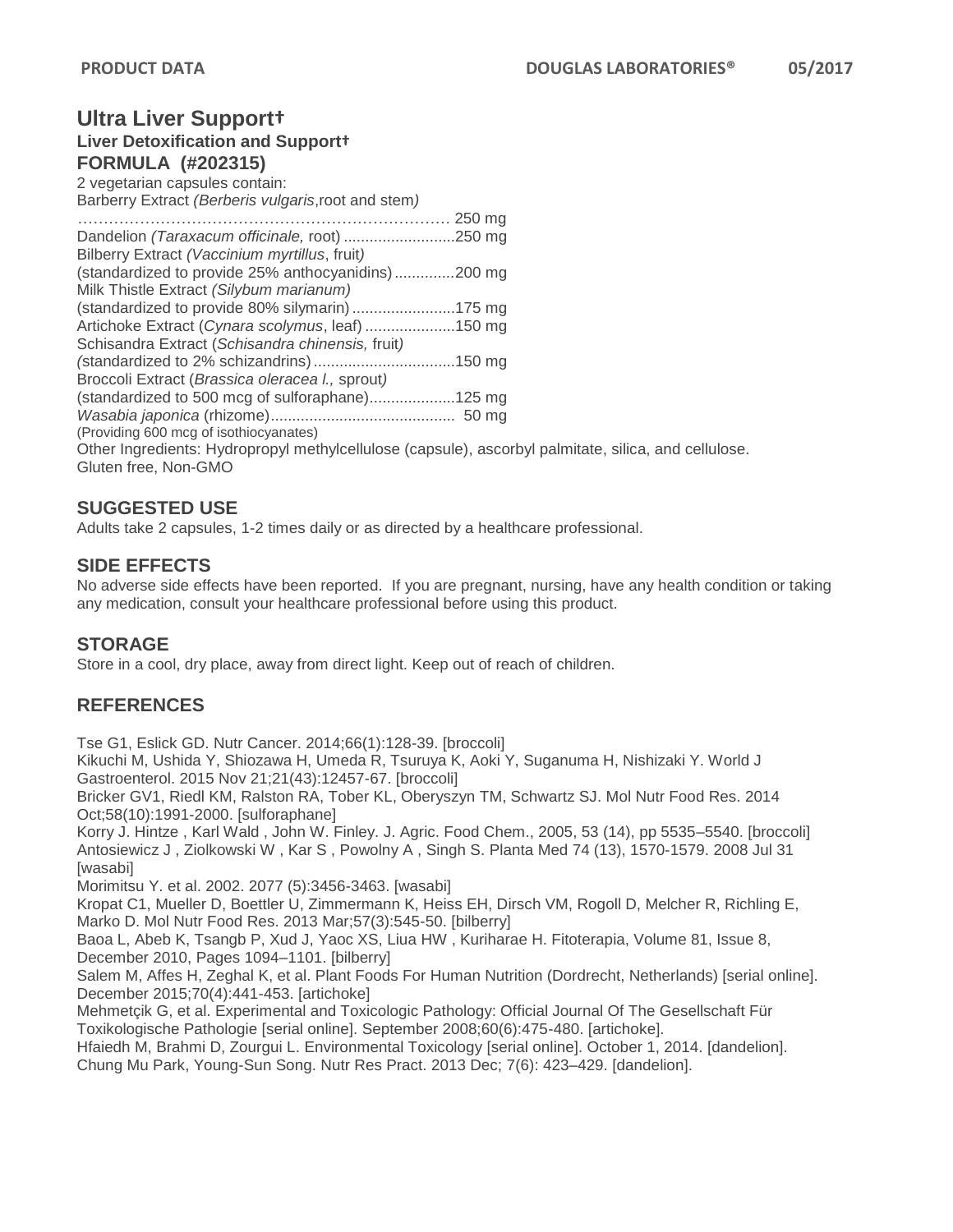# Ultra Liver Support†

### Liver Detoxification and Support†

### FORMULA (#202315)

2 vegetarian capsules contain:

Barberry Extract *(Berberis vulgaris*,root and stem*)* ………………………………………………………… 250 mg
Dandelion *(Taraxacum officinale,* root) ..........................250 mg
Bilberry Extract *(Vaccinium myrtillus*, fruit*)* (standardized to provide 25% anthocyanidins) *.............*200 mg
Milk Thistle Extract *(Silybum marianum)* (standardized to provide 80% silymarin) ........................175 mg
Artichoke Extract (*Cynara scolymus*, leaf) .....................150 mg
Schisandra Extract (*Schisandra chinensis,* fruit*)* *(*standardized to 2% schizandrins) ................................150 mg
Broccoli Extract (*Brassica oleracea l.,* sprout*)* (standardized to 500 mcg of sulforaphane)...................125 mg
*Wasabia japonica* (rhizome)........................................... 50 mg
(Providing 600 mcg of isothiocyanates)

Other Ingredients: Hydropropyl methylcellulose (capsule), ascorbyl palmitate, silica, and cellulose.
Gluten free, Non-GMO

## SUGGESTED USE

Adults take 2 capsules, 1-2 times daily or as directed by a healthcare professional.

## SIDE EFFECTS

No adverse side effects have been reported. If you are pregnant, nursing, have any health condition or taking any medication, consult your healthcare professional before using this product.

## STORAGE

Store in a cool, dry place, away from direct light. Keep out of reach of children.

## REFERENCES

Tse G1, Eslick GD. Nutr Cancer. 2014;66(1):128-39. [broccoli]
Kikuchi M, Ushida Y, Shiozawa H, Umeda R, Tsuruya K, Aoki Y, Suganuma H, Nishizaki Y. World J Gastroenterol. 2015 Nov 21;21(43):12457-67. [broccoli]
Bricker GV1, Riedl KM, Ralston RA, Tober KL, Oberyszyn TM, Schwartz SJ. Mol Nutr Food Res. 2014 Oct;58(10):1991-2000. [sulforaphane]
Korry J. Hintze , Karl Wald , John W. Finley. J. Agric. Food Chem., 2005, 53 (14), pp 5535–5540. [broccoli]
Antosiewicz J , Ziolkowski W , Kar S , Powolny A , Singh S. Planta Med 74 (13), 1570-1579. 2008 Jul 31 [wasabi]
Morimitsu Y. et al. 2002. 2077 (5):3456-3463. [wasabi]
Kropat C1, Mueller D, Boettler U, Zimmermann K, Heiss EH, Dirsch VM, Rogoll D, Melcher R, Richling E, Marko D. Mol Nutr Food Res. 2013 Mar;57(3):545-50. [bilberry]
Baoa L, Abeb K, Tsangb P, Xud J, Yaoc XS, Liua HW , Kuriharae H. Fitoterapia, Volume 81, Issue 8, December 2010, Pages 1094–1101. [bilberry]
Salem M, Affes H, Zeghal K, et al. Plant Foods For Human Nutrition (Dordrecht, Netherlands) [serial online]. December 2015;70(4):441-453. [artichoke]
Mehmetçik G, et al. Experimental and Toxicologic Pathology: Official Journal Of The Gesellschaft Für Toxikologische Pathologie [serial online]. September 2008;60(6):475-480. [artichoke].
Hfaiedh M, Brahmi D, Zourgui L. Environmental Toxicology [serial online]. October 1, 2014. [dandelion].
Chung Mu Park, Young-Sun Song. Nutr Res Pract. 2013 Dec; 7(6): 423–429. [dandelion].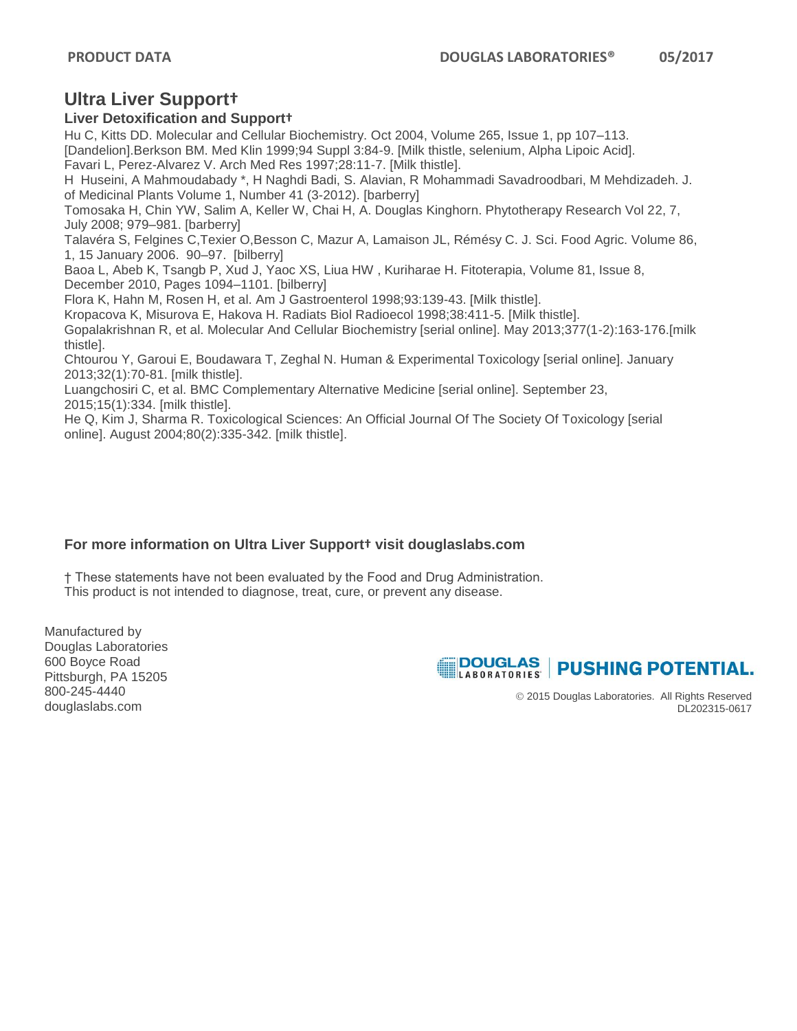# Ultra Liver Support†

## Liver Detoxification and Support†

Hu C, Kitts DD. Molecular and Cellular Biochemistry. Oct 2004, Volume 265, Issue 1, pp 107–113. [Dandelion].Berkson BM. Med Klin 1999;94 Suppl 3:84-9. [Milk thistle, selenium, Alpha Lipoic Acid].
Favari L, Perez-Alvarez V. Arch Med Res 1997;28:11-7. [Milk thistle].
H Huseini, A Mahmoudabady *, H Naghdi Badi, S. Alavian, R Mohammadi Savadroodbari, M Mehdizadeh. J. of Medicinal Plants Volume 1, Number 41 (3-2012). [barberry]
Tomosaka H, Chin YW, Salim A, Keller W, Chai H, A. Douglas Kinghorn. Phytotherapy Research Vol 22, 7, July 2008; 979–981. [barberry]
Talavéra S, Felgines C,Texier O,Besson C, Mazur A, Lamaison JL, Rémésy C. J. Sci. Food Agric. Volume 86, 1, 15 January 2006. 90–97. [bilberry]
Baoa L, Abeb K, Tsangb P, Xud J, Yaoc XS, Liua HW , Kuriharae H. Fitoterapia, Volume 81, Issue 8, December 2010, Pages 1094–1101. [bilberry]
Flora K, Hahn M, Rosen H, et al. Am J Gastroenterol 1998;93:139-43. [Milk thistle].
Kropacova K, Misurova E, Hakova H. Radiats Biol Radioecol 1998;38:411-5. [Milk thistle].
Gopalakrishnan R, et al. Molecular And Cellular Biochemistry [serial online]. May 2013;377(1-2):163-176.[milk thistle].
Chtourou Y, Garoui E, Boudawara T, Zeghal N. Human & Experimental Toxicology [serial online]. January 2013;32(1):70-81. [milk thistle].
Luangchosiri C, et al. BMC Complementary Alternative Medicine [serial online]. September 23, 2015;15(1):334. [milk thistle].
He Q, Kim J, Sharma R. Toxicological Sciences: An Official Journal Of The Society Of Toxicology [serial online]. August 2004;80(2):335-342. [milk thistle].

**For more information on Ultra Liver Support† visit douglaslabs.com**

† These statements have not been evaluated by the Food and Drug Administration.
This product is not intended to diagnose, treat, cure, or prevent any disease.

Manufactured by
Douglas Laboratories
600 Boyce Road
Pittsburgh, PA 15205
800-245-4440
douglaslabs.com

DOUGLAS LABORATORIES | PUSHING POTENTIAL.

© 2015 Douglas Laboratories. All Rights Reserved
DL202315-0617